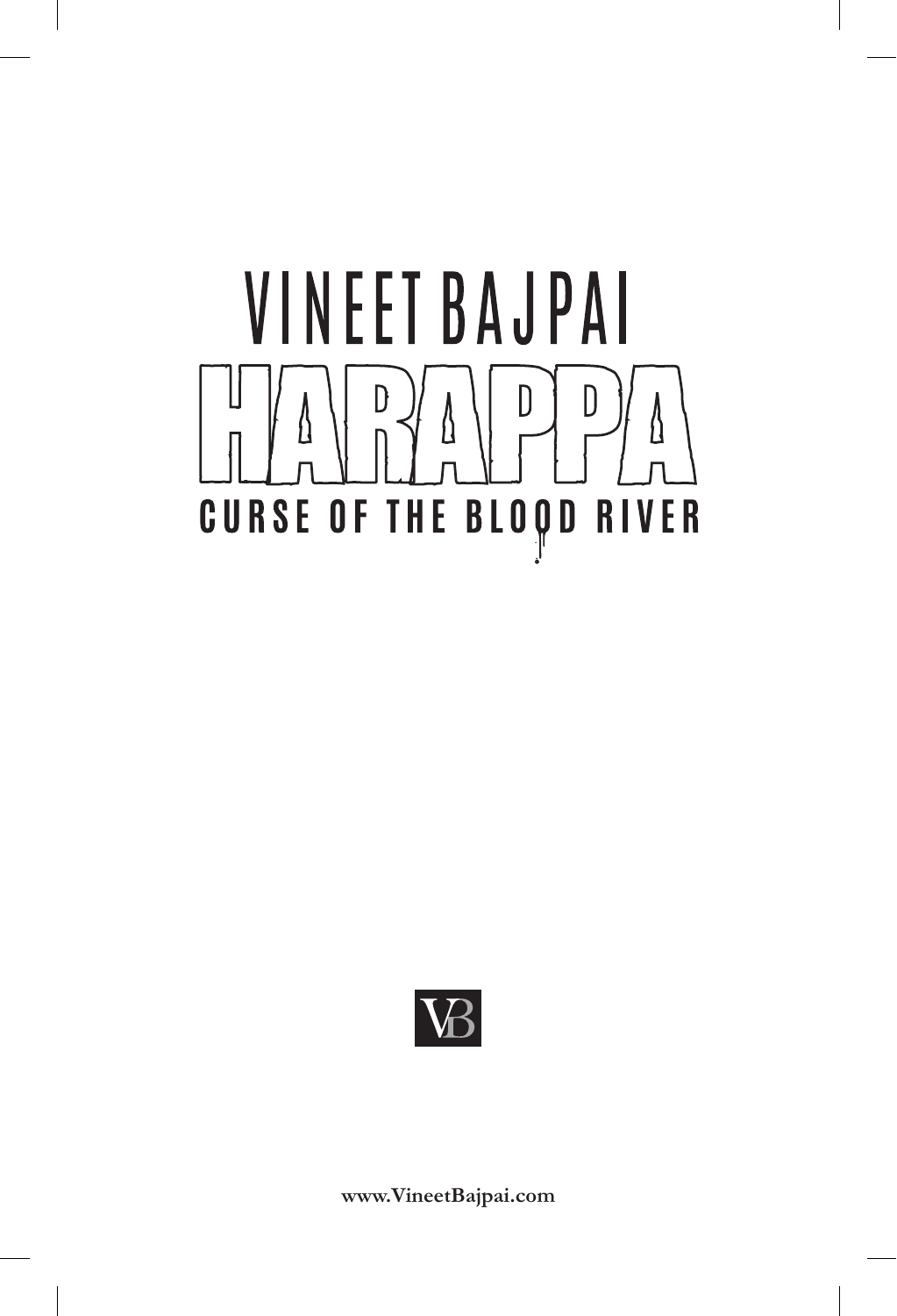VINEET BAJPAI

# HARAPPA

## CURSE OF THE BLOOD RIVER

VB

**www.VineetBajpai.com**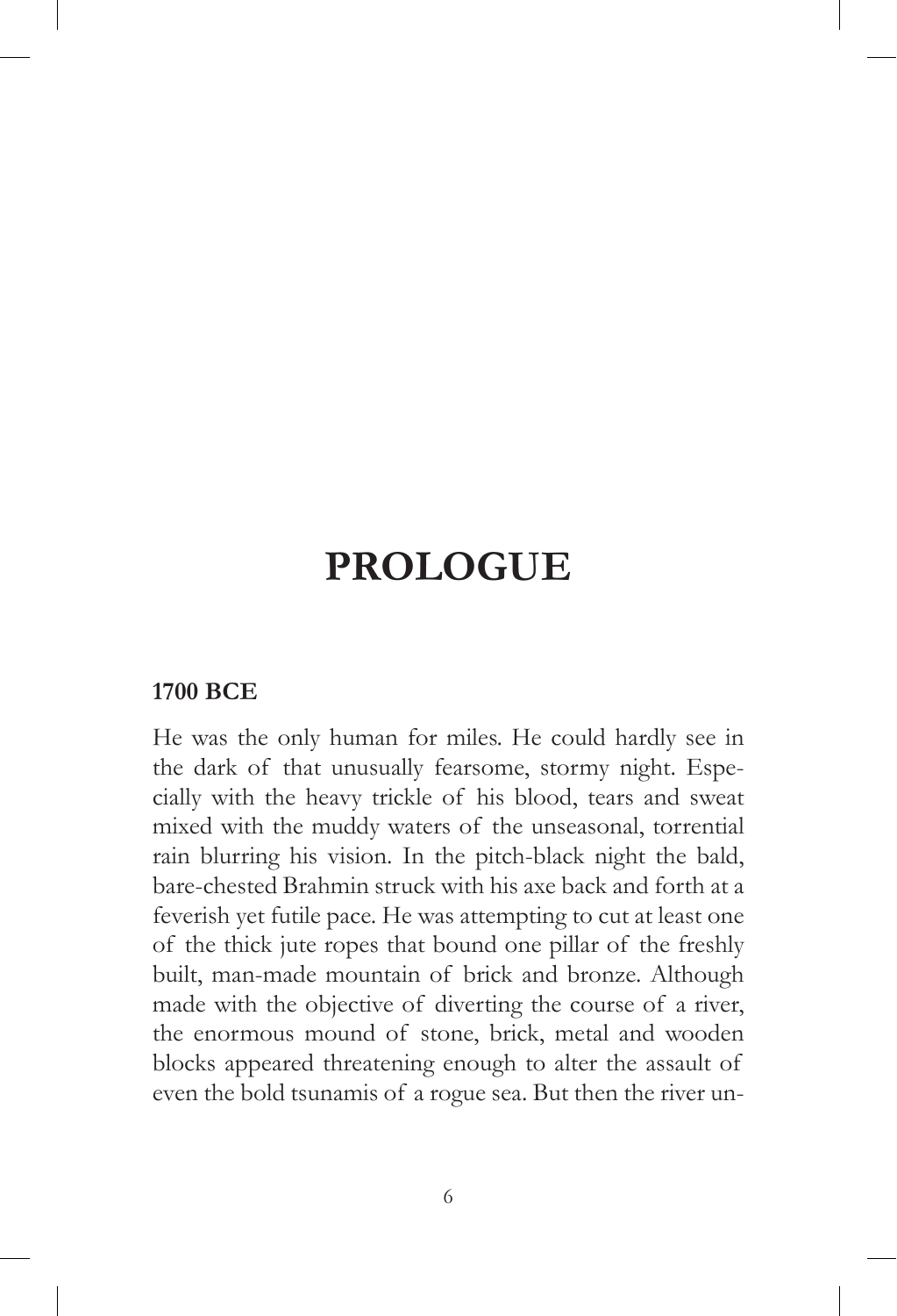# PROLOGUE

**1700 BCE**

He was the only human for miles. He could hardly see in the dark of that unusually fearsome, stormy night. Especially with the heavy trickle of his blood, tears and sweat mixed with the muddy waters of the unseasonal, torrential rain blurring his vision. In the pitch-black night the bald, bare-chested Brahmin struck with his axe back and forth at a feverish yet futile pace. He was attempting to cut at least one of the thick jute ropes that bound one pillar of the freshly built, man-made mountain of brick and bronze. Although made with the objective of diverting the course of a river, the enormous mound of stone, brick, metal and wooden blocks appeared threatening enough to alter the assault of even the bold tsunamis of a rogue sea. But then the river un-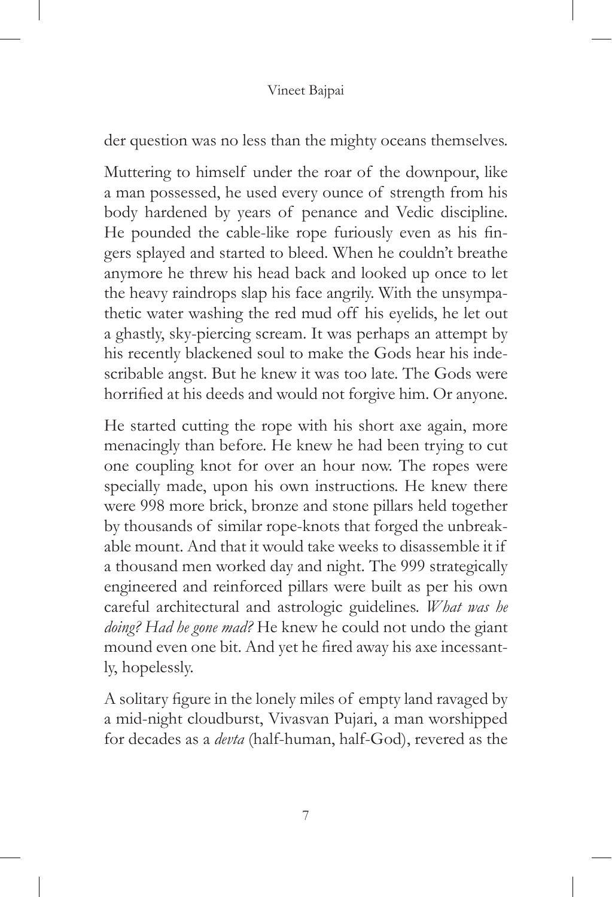der question was no less than the mighty oceans themselves.

Muttering to himself under the roar of the downpour, like a man possessed, he used every ounce of strength from his body hardened by years of penance and Vedic discipline. He pounded the cable-like rope furiously even as his fingers splayed and started to bleed. When he couldn't breathe anymore he threw his head back and looked up once to let the heavy raindrops slap his face angrily. With the unsympathetic water washing the red mud off his eyelids, he let out a ghastly, sky-piercing scream. It was perhaps an attempt by his recently blackened soul to make the Gods hear his indescribable angst. But he knew it was too late. The Gods were horrified at his deeds and would not forgive him. Or anyone.

He started cutting the rope with his short axe again, more menacingly than before. He knew he had been trying to cut one coupling knot for over an hour now. The ropes were specially made, upon his own instructions. He knew there were 998 more brick, bronze and stone pillars held together by thousands of similar rope-knots that forged the unbreakable mount. And that it would take weeks to disassemble it if a thousand men worked day and night. The 999 strategically engineered and reinforced pillars were built as per his own careful architectural and astrologic guidelines. *What was he doing? Had he gone mad?* He knew he could not undo the giant mound even one bit. And yet he fired away his axe incessantly, hopelessly.

A solitary figure in the lonely miles of empty land ravaged by a mid-night cloudburst, Vivasvan Pujari, a man worshipped for decades as a *devta* (half-human, half-God), revered as the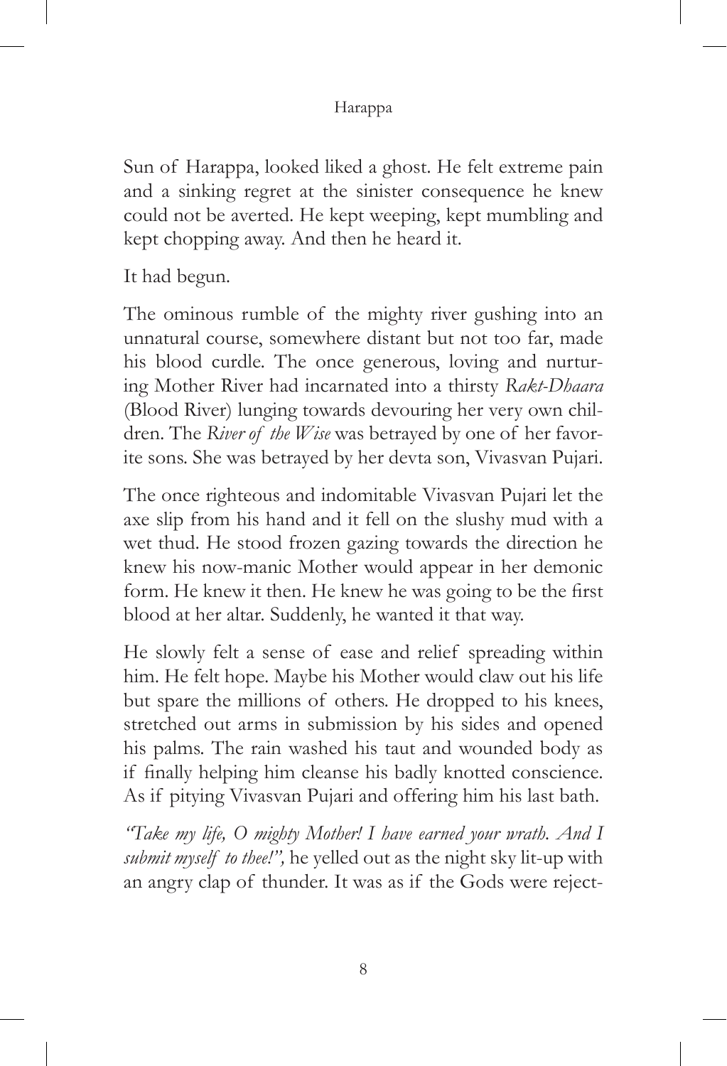Sun of Harappa, looked liked a ghost. He felt extreme pain and a sinking regret at the sinister consequence he knew could not be averted. He kept weeping, kept mumbling and kept chopping away. And then he heard it.

It had begun.

The ominous rumble of the mighty river gushing into an unnatural course, somewhere distant but not too far, made his blood curdle. The once generous, loving and nurturing Mother River had incarnated into a thirsty *Rakt-Dhaara* (Blood River) lunging towards devouring her very own children. The *River of the Wise* was betrayed by one of her favorite sons. She was betrayed by her devta son, Vivasvan Pujari.

The once righteous and indomitable Vivasvan Pujari let the axe slip from his hand and it fell on the slushy mud with a wet thud. He stood frozen gazing towards the direction he knew his now-manic Mother would appear in her demonic form. He knew it then. He knew he was going to be the first blood at her altar. Suddenly, he wanted it that way.

He slowly felt a sense of ease and relief spreading within him. He felt hope. Maybe his Mother would claw out his life but spare the millions of others. He dropped to his knees, stretched out arms in submission by his sides and opened his palms. The rain washed his taut and wounded body as if finally helping him cleanse his badly knotted conscience. As if pitying Vivasvan Pujari and offering him his last bath.

*"Take my life, O mighty Mother! I have earned your wrath. And I submit myself to thee!",* he yelled out as the night sky lit-up with an angry clap of thunder. It was as if the Gods were reject-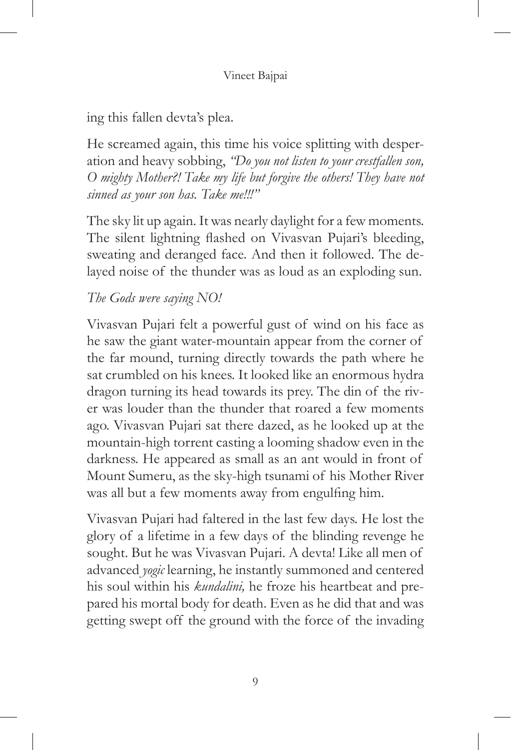ing this fallen devta's plea.

He screamed again, this time his voice splitting with desperation and heavy sobbing, *"Do you not listen to your crestfallen son, O mighty Mother?! Take my life but forgive the others! They have not sinned as your son has. Take me!!!"*

The sky lit up again. It was nearly daylight for a few moments. The silent lightning flashed on Vivasvan Pujari's bleeding, sweating and deranged face. And then it followed. The delayed noise of the thunder was as loud as an exploding sun.

*The Gods were saying NO!*

Vivasvan Pujari felt a powerful gust of wind on his face as he saw the giant water-mountain appear from the corner of the far mound, turning directly towards the path where he sat crumbled on his knees. It looked like an enormous hydra dragon turning its head towards its prey. The din of the river was louder than the thunder that roared a few moments ago. Vivasvan Pujari sat there dazed, as he looked up at the mountain-high torrent casting a looming shadow even in the darkness. He appeared as small as an ant would in front of Mount Sumeru, as the sky-high tsunami of his Mother River was all but a few moments away from engulfing him.

Vivasvan Pujari had faltered in the last few days. He lost the glory of a lifetime in a few days of the blinding revenge he sought. But he was Vivasvan Pujari. A devta! Like all men of advanced *yogic* learning, he instantly summoned and centered his soul within his *kundalini,* he froze his heartbeat and prepared his mortal body for death. Even as he did that and was getting swept off the ground with the force of the invading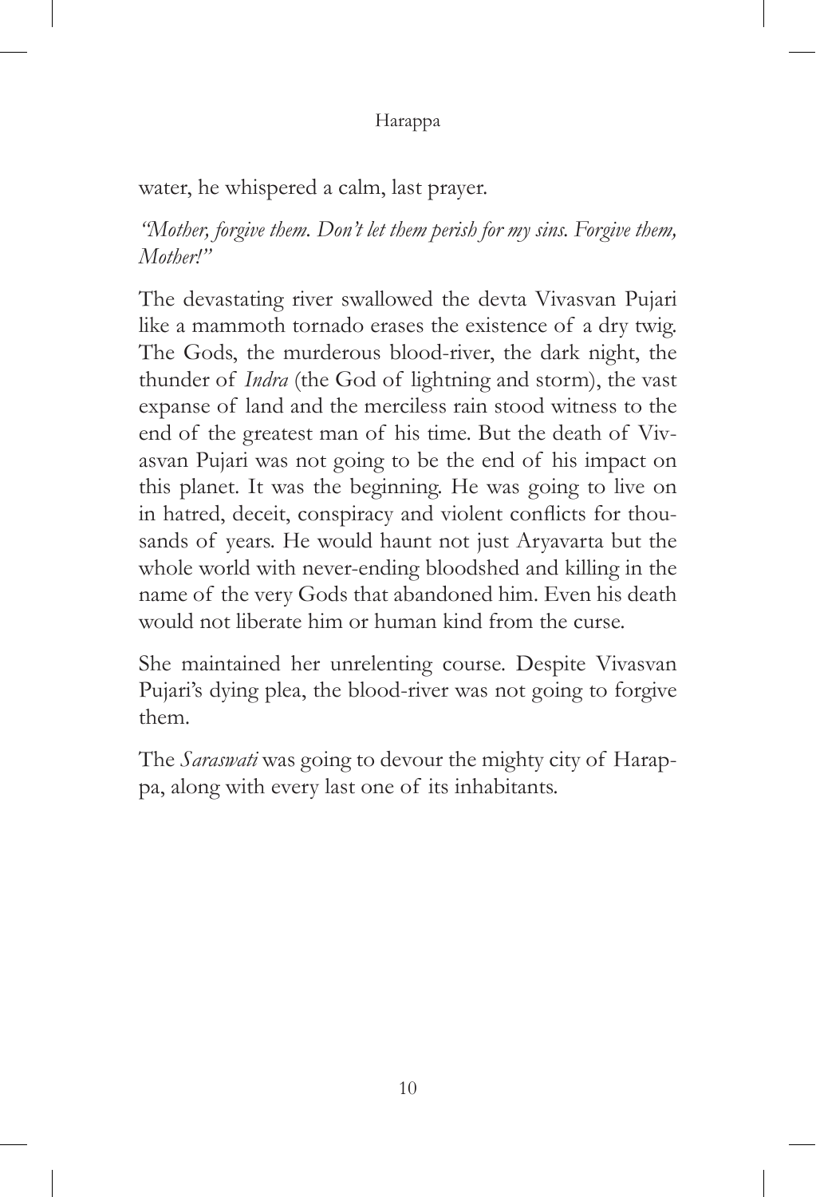water, he whispered a calm, last prayer.

*"Mother, forgive them. Don't let them perish for my sins. Forgive them, Mother!"*

The devastating river swallowed the devta Vivasvan Pujari like a mammoth tornado erases the existence of a dry twig. The Gods, the murderous blood-river, the dark night, the thunder of *Indra* (the God of lightning and storm), the vast expanse of land and the merciless rain stood witness to the end of the greatest man of his time. But the death of Vivasvan Pujari was not going to be the end of his impact on this planet. It was the beginning. He was going to live on in hatred, deceit, conspiracy and violent conflicts for thousands of years. He would haunt not just Aryavarta but the whole world with never-ending bloodshed and killing in the name of the very Gods that abandoned him. Even his death would not liberate him or human kind from the curse.

She maintained her unrelenting course. Despite Vivasvan Pujari's dying plea, the blood-river was not going to forgive them.

The *Saraswati* was going to devour the mighty city of Harappa, along with every last one of its inhabitants.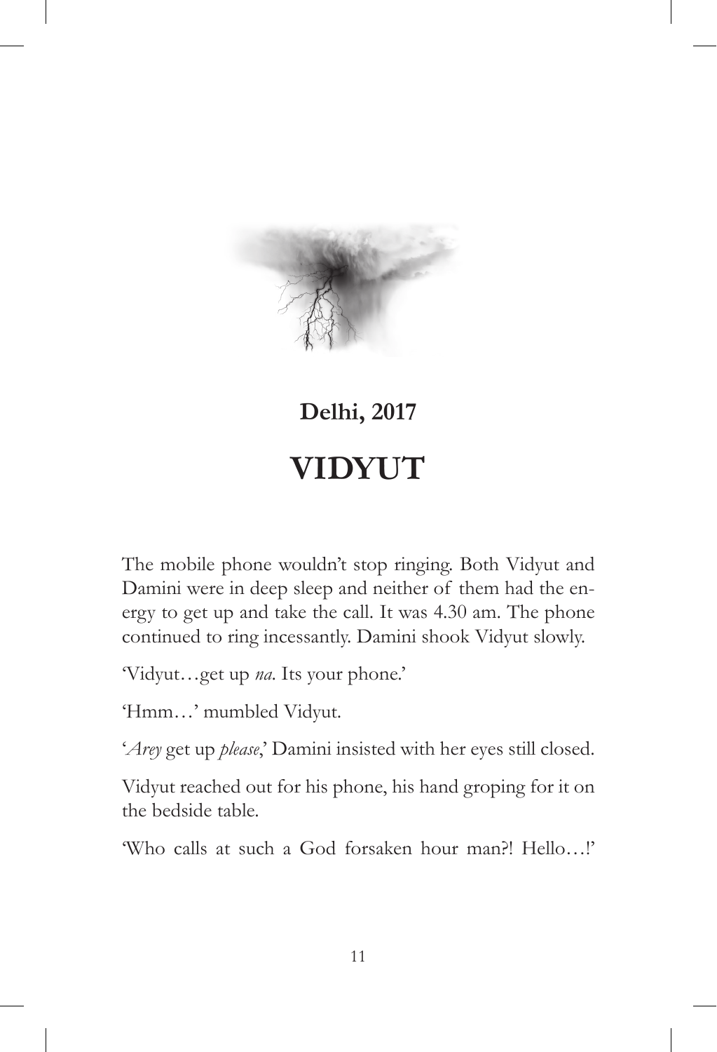**Delhi, 2017**

# VIDYUT

The mobile phone wouldn't stop ringing. Both Vidyut and Damini were in deep sleep and neither of them had the energy to get up and take the call. It was 4.30 am. The phone continued to ring incessantly. Damini shook Vidyut slowly.

'Vidyut…get up *na*. Its your phone.'

'Hmm…' mumbled Vidyut.

'*Arey* get up *please*,' Damini insisted with her eyes still closed.

Vidyut reached out for his phone, his hand groping for it on the bedside table.

'Who calls at such a God forsaken hour man?! Hello…!'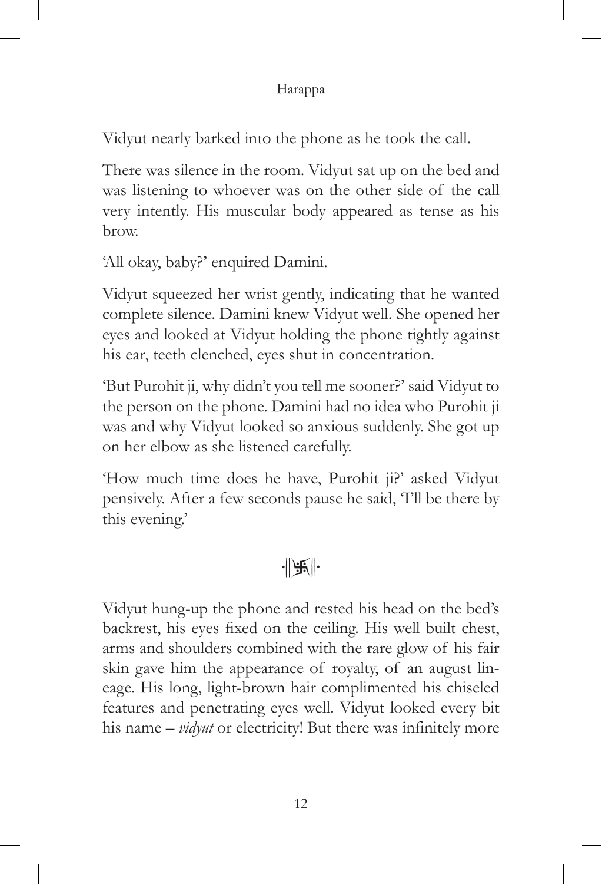Vidyut nearly barked into the phone as he took the call.

There was silence in the room. Vidyut sat up on the bed and was listening to whoever was on the other side of the call very intently. His muscular body appeared as tense as his brow.

'All okay, baby?' enquired Damini.

Vidyut squeezed her wrist gently, indicating that he wanted complete silence. Damini knew Vidyut well. She opened her eyes and looked at Vidyut holding the phone tightly against his ear, teeth clenched, eyes shut in concentration.

'But Purohit ji, why didn't you tell me sooner?' said Vidyut to the person on the phone. Damini had no idea who Purohit ji was and why Vidyut looked so anxious suddenly. She got up on her elbow as she listened carefully.

'How much time does he have, Purohit ji?' asked Vidyut pensively. After a few seconds pause he said, 'I'll be there by this evening.'

·||卐||·

Vidyut hung-up the phone and rested his head on the bed's backrest, his eyes fixed on the ceiling. His well built chest, arms and shoulders combined with the rare glow of his fair skin gave him the appearance of royalty, of an august lineage. His long, light-brown hair complimented his chiseled features and penetrating eyes well. Vidyut looked every bit his name – *vidyut* or electricity! But there was infinitely more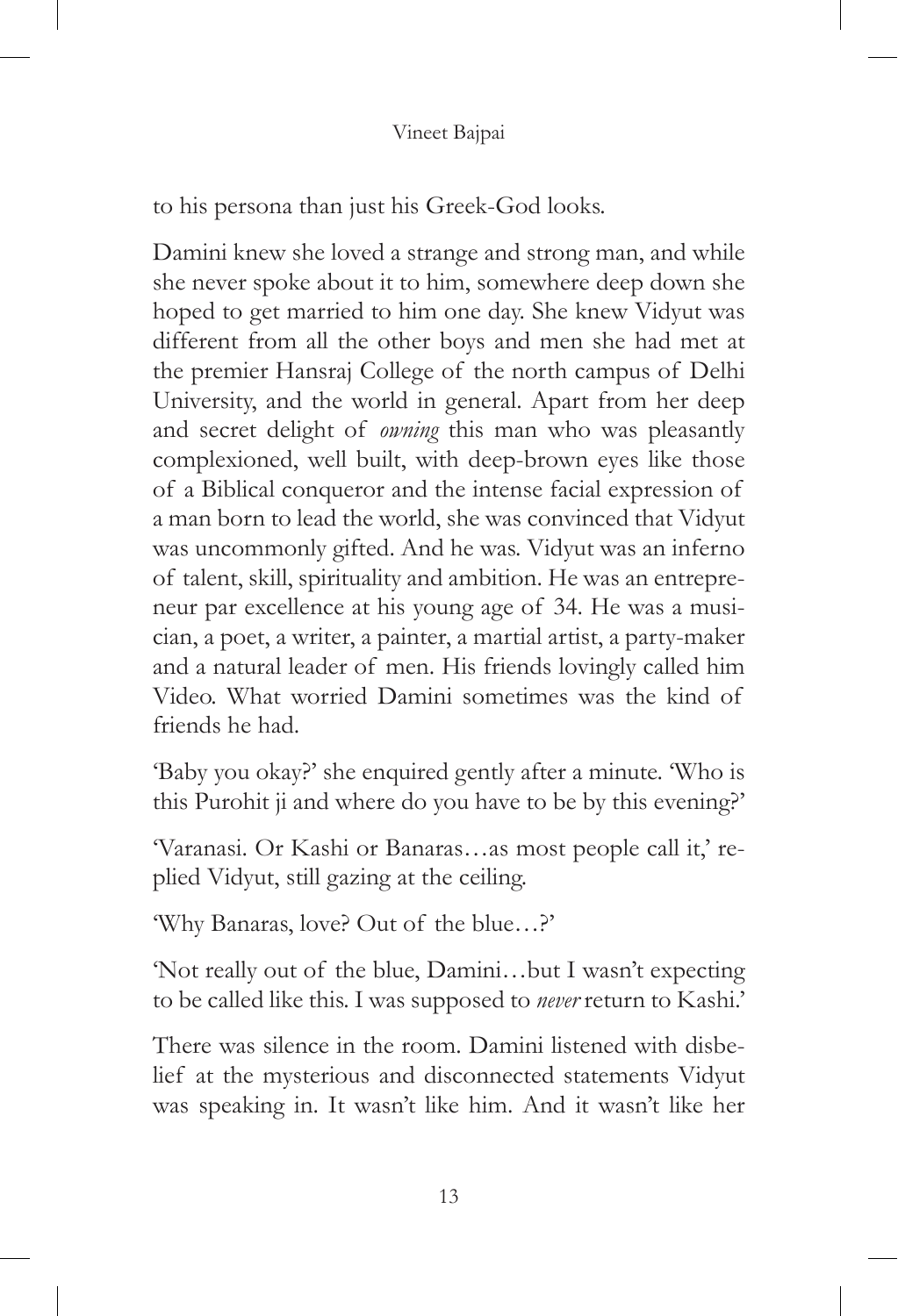to his persona than just his Greek-God looks.

Damini knew she loved a strange and strong man, and while she never spoke about it to him, somewhere deep down she hoped to get married to him one day. She knew Vidyut was different from all the other boys and men she had met at the premier Hansraj College of the north campus of Delhi University, and the world in general. Apart from her deep and secret delight of *owning* this man who was pleasantly complexioned, well built, with deep-brown eyes like those of a Biblical conqueror and the intense facial expression of a man born to lead the world, she was convinced that Vidyut was uncommonly gifted. And he was. Vidyut was an inferno of talent, skill, spirituality and ambition. He was an entrepreneur par excellence at his young age of 34. He was a musician, a poet, a writer, a painter, a martial artist, a party-maker and a natural leader of men. His friends lovingly called him Video. What worried Damini sometimes was the kind of friends he had.

'Baby you okay?' she enquired gently after a minute. 'Who is this Purohit ji and where do you have to be by this evening?'

'Varanasi. Or Kashi or Banaras…as most people call it,' replied Vidyut, still gazing at the ceiling.

'Why Banaras, love? Out of the blue…?'

'Not really out of the blue, Damini…but I wasn't expecting to be called like this. I was supposed to *never* return to Kashi.'

There was silence in the room. Damini listened with disbelief at the mysterious and disconnected statements Vidyut was speaking in. It wasn't like him. And it wasn't like her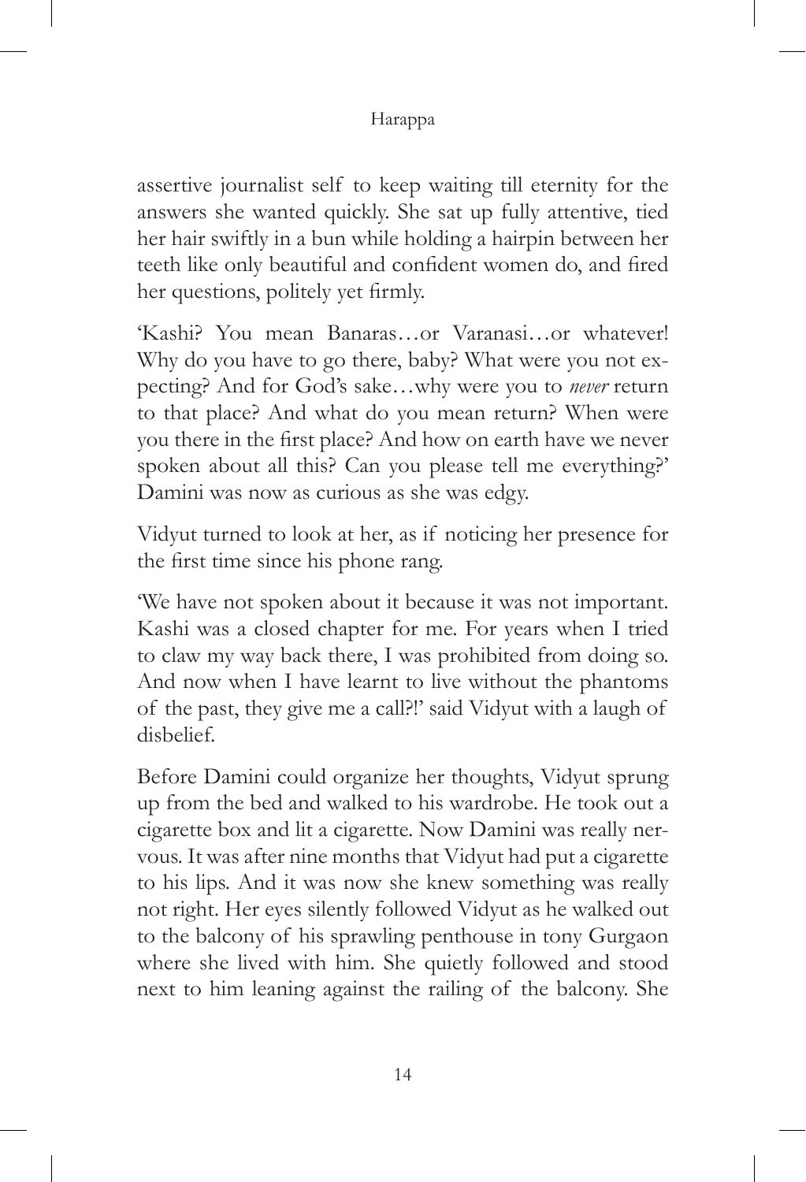assertive journalist self to keep waiting till eternity for the answers she wanted quickly. She sat up fully attentive, tied her hair swiftly in a bun while holding a hairpin between her teeth like only beautiful and confident women do, and fired her questions, politely yet firmly.

'Kashi? You mean Banaras…or Varanasi…or whatever! Why do you have to go there, baby? What were you not expecting? And for God's sake…why were you to *never* return to that place? And what do you mean return? When were you there in the first place? And how on earth have we never spoken about all this? Can you please tell me everything?' Damini was now as curious as she was edgy.

Vidyut turned to look at her, as if noticing her presence for the first time since his phone rang.

'We have not spoken about it because it was not important. Kashi was a closed chapter for me. For years when I tried to claw my way back there, I was prohibited from doing so. And now when I have learnt to live without the phantoms of the past, they give me a call?!' said Vidyut with a laugh of disbelief.

Before Damini could organize her thoughts, Vidyut sprung up from the bed and walked to his wardrobe. He took out a cigarette box and lit a cigarette. Now Damini was really nervous. It was after nine months that Vidyut had put a cigarette to his lips. And it was now she knew something was really not right. Her eyes silently followed Vidyut as he walked out to the balcony of his sprawling penthouse in tony Gurgaon where she lived with him. She quietly followed and stood next to him leaning against the railing of the balcony. She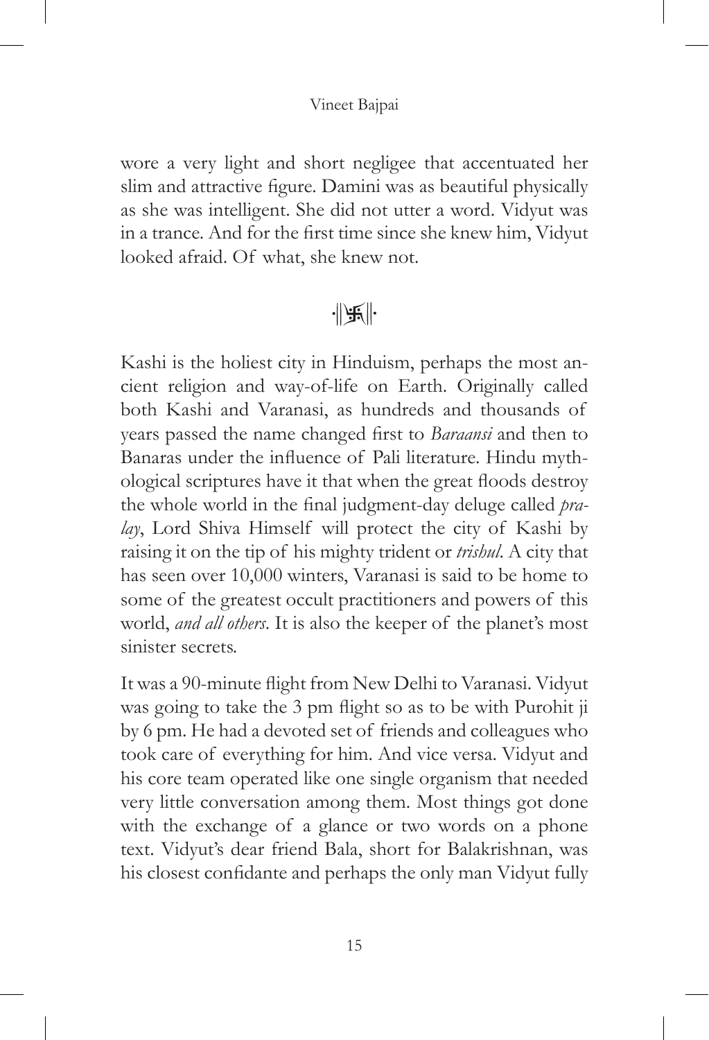wore a very light and short negligee that accentuated her slim and attractive figure. Damini was as beautiful physically as she was intelligent. She did not utter a word. Vidyut was in a trance. And for the first time since she knew him, Vidyut looked afraid. Of what, she knew not.

·||卐||·

Kashi is the holiest city in Hinduism, perhaps the most ancient religion and way-of-life on Earth. Originally called both Kashi and Varanasi, as hundreds and thousands of years passed the name changed first to *Baraansi* and then to Banaras under the influence of Pali literature. Hindu mythological scriptures have it that when the great floods destroy the whole world in the final judgment-day deluge called *pralay*, Lord Shiva Himself will protect the city of Kashi by raising it on the tip of his mighty trident or *trishul*. A city that has seen over 10,000 winters, Varanasi is said to be home to some of the greatest occult practitioners and powers of this world, *and all others*. It is also the keeper of the planet's most sinister secrets.

It was a 90-minute flight from New Delhi to Varanasi. Vidyut was going to take the 3 pm flight so as to be with Purohit ji by 6 pm. He had a devoted set of friends and colleagues who took care of everything for him. And vice versa. Vidyut and his core team operated like one single organism that needed very little conversation among them. Most things got done with the exchange of a glance or two words on a phone text. Vidyut's dear friend Bala, short for Balakrishnan, was his closest confidante and perhaps the only man Vidyut fully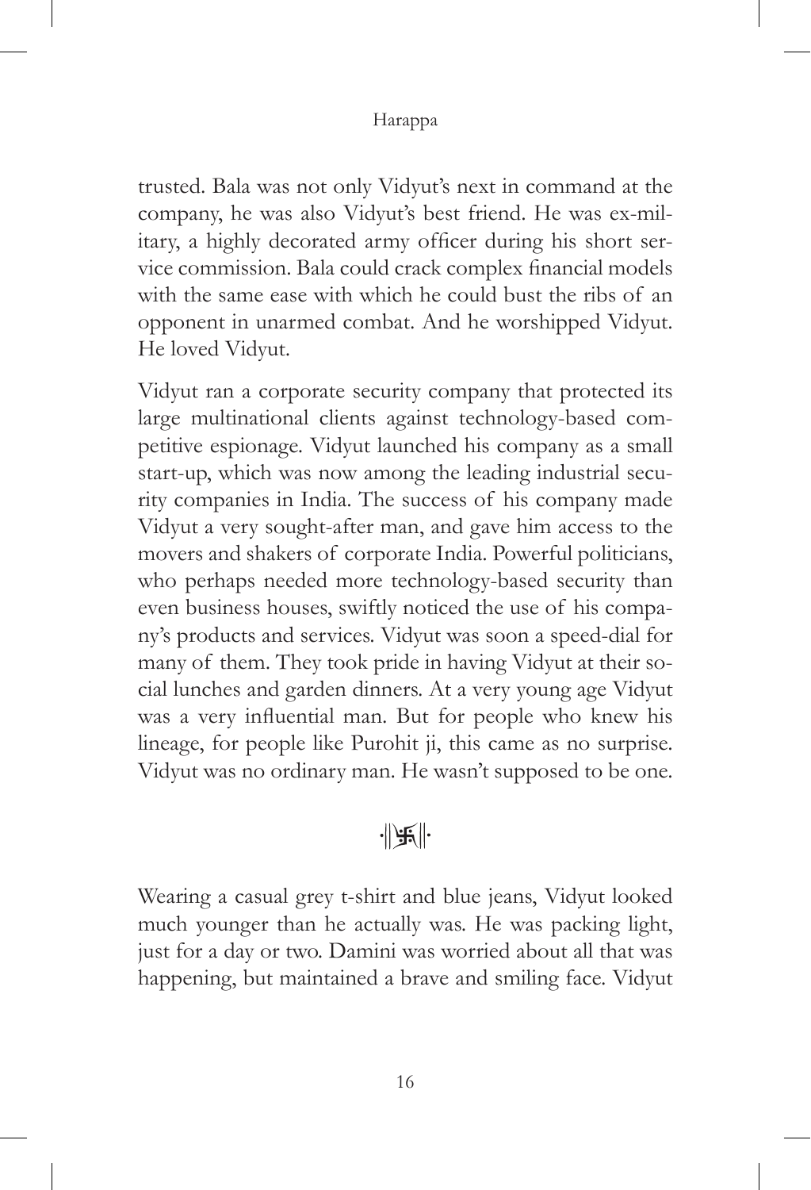trusted. Bala was not only Vidyut's next in command at the company, he was also Vidyut's best friend. He was ex-military, a highly decorated army officer during his short service commission. Bala could crack complex financial models with the same ease with which he could bust the ribs of an opponent in unarmed combat. And he worshipped Vidyut. He loved Vidyut.

Vidyut ran a corporate security company that protected its large multinational clients against technology-based competitive espionage. Vidyut launched his company as a small start-up, which was now among the leading industrial security companies in India. The success of his company made Vidyut a very sought-after man, and gave him access to the movers and shakers of corporate India. Powerful politicians, who perhaps needed more technology-based security than even business houses, swiftly noticed the use of his company's products and services. Vidyut was soon a speed-dial for many of them. They took pride in having Vidyut at their social lunches and garden dinners. At a very young age Vidyut was a very influential man. But for people who knew his lineage, for people like Purohit ji, this came as no surprise. Vidyut was no ordinary man. He wasn't supposed to be one.

·||卐||·

Wearing a casual grey t-shirt and blue jeans, Vidyut looked much younger than he actually was. He was packing light, just for a day or two. Damini was worried about all that was happening, but maintained a brave and smiling face. Vidyut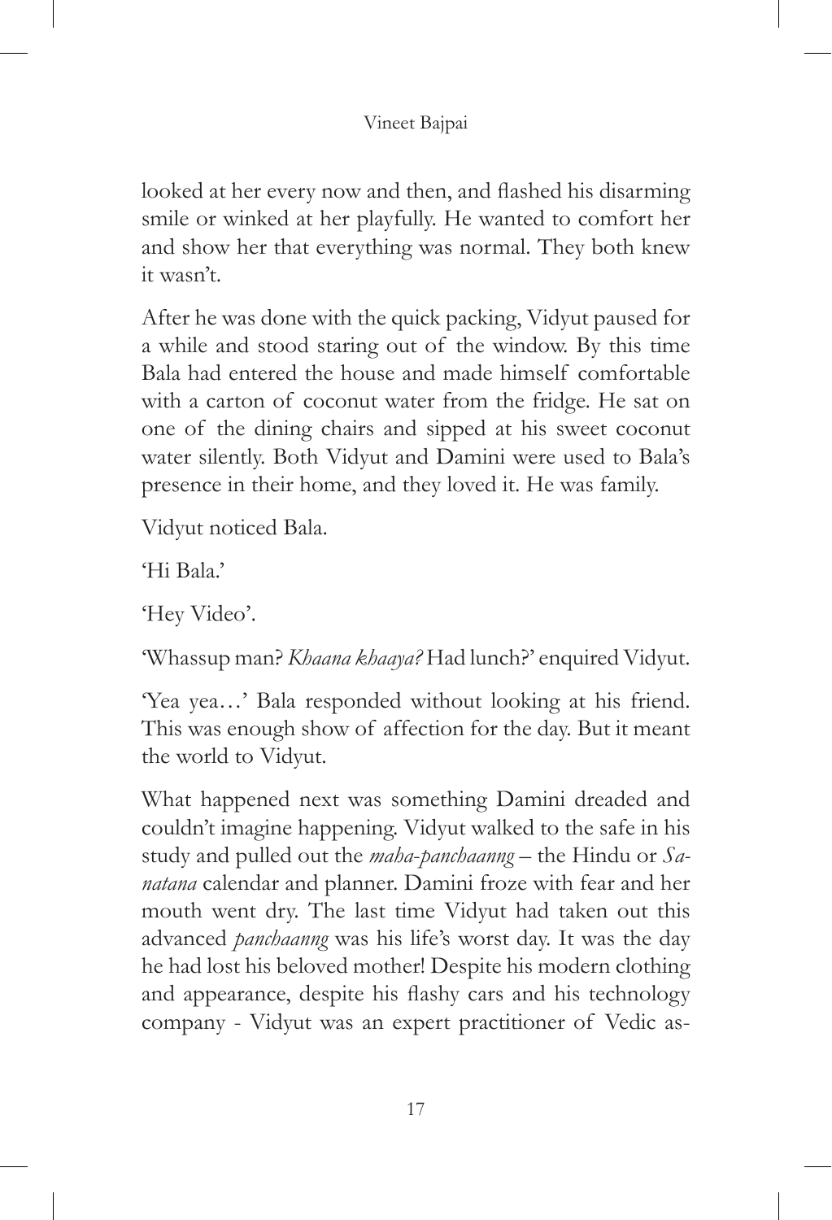looked at her every now and then, and flashed his disarming smile or winked at her playfully. He wanted to comfort her and show her that everything was normal. They both knew it wasn't.

After he was done with the quick packing, Vidyut paused for a while and stood staring out of the window. By this time Bala had entered the house and made himself comfortable with a carton of coconut water from the fridge. He sat on one of the dining chairs and sipped at his sweet coconut water silently. Both Vidyut and Damini were used to Bala's presence in their home, and they loved it. He was family.

Vidyut noticed Bala.

'Hi Bala.'

'Hey Video'.

'Whassup man? *Khaana khaaya?* Had lunch?' enquired Vidyut.

'Yea yea…' Bala responded without looking at his friend. This was enough show of affection for the day. But it meant the world to Vidyut.

What happened next was something Damini dreaded and couldn't imagine happening. Vidyut walked to the safe in his study and pulled out the *maha-panchaanng* – the Hindu or *Sanatana* calendar and planner. Damini froze with fear and her mouth went dry. The last time Vidyut had taken out this advanced *panchaanng* was his life's worst day. It was the day he had lost his beloved mother! Despite his modern clothing and appearance, despite his flashy cars and his technology company - Vidyut was an expert practitioner of Vedic as-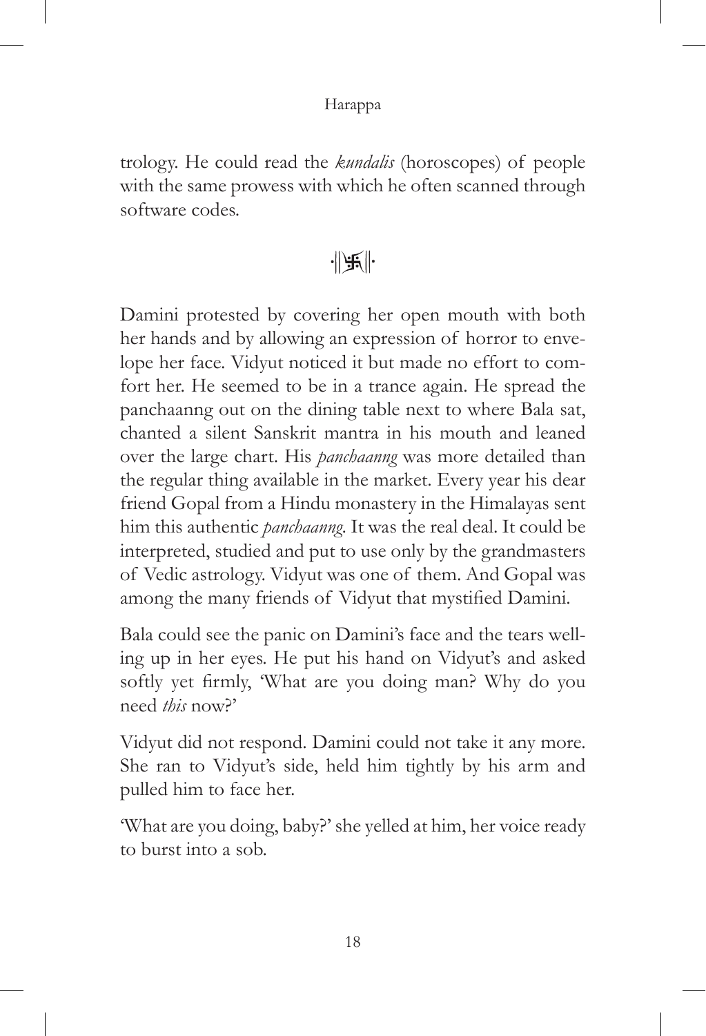trology. He could read the *kundalis* (horoscopes) of people with the same prowess with which he often scanned through software codes.

·||卐||·

Damini protested by covering her open mouth with both her hands and by allowing an expression of horror to envelope her face. Vidyut noticed it but made no effort to comfort her. He seemed to be in a trance again. He spread the panchaanng out on the dining table next to where Bala sat, chanted a silent Sanskrit mantra in his mouth and leaned over the large chart. His *panchaanng* was more detailed than the regular thing available in the market. Every year his dear friend Gopal from a Hindu monastery in the Himalayas sent him this authentic *panchaanng*. It was the real deal. It could be interpreted, studied and put to use only by the grandmasters of Vedic astrology. Vidyut was one of them. And Gopal was among the many friends of Vidyut that mystified Damini.

Bala could see the panic on Damini's face and the tears welling up in her eyes. He put his hand on Vidyut's and asked softly yet firmly, 'What are you doing man? Why do you need *this* now?'

Vidyut did not respond. Damini could not take it any more. She ran to Vidyut's side, held him tightly by his arm and pulled him to face her.

'What are you doing, baby?' she yelled at him, her voice ready to burst into a sob.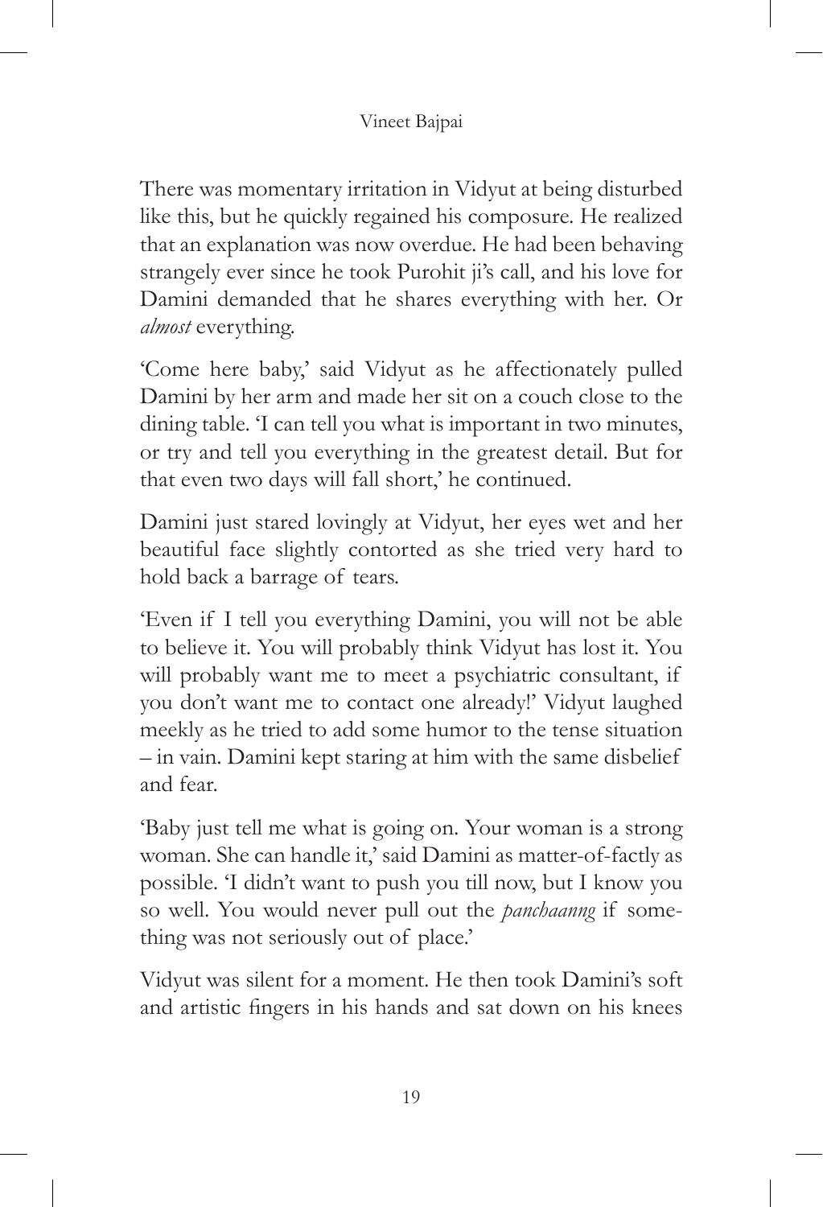There was momentary irritation in Vidyut at being disturbed like this, but he quickly regained his composure. He realized that an explanation was now overdue. He had been behaving strangely ever since he took Purohit ji's call, and his love for Damini demanded that he shares everything with her. Or *almost* everything.

'Come here baby,' said Vidyut as he affectionately pulled Damini by her arm and made her sit on a couch close to the dining table. 'I can tell you what is important in two minutes, or try and tell you everything in the greatest detail. But for that even two days will fall short,' he continued.

Damini just stared lovingly at Vidyut, her eyes wet and her beautiful face slightly contorted as she tried very hard to hold back a barrage of tears.

'Even if I tell you everything Damini, you will not be able to believe it. You will probably think Vidyut has lost it. You will probably want me to meet a psychiatric consultant, if you don't want me to contact one already!' Vidyut laughed meekly as he tried to add some humor to the tense situation – in vain. Damini kept staring at him with the same disbelief and fear.

'Baby just tell me what is going on. Your woman is a strong woman. She can handle it,' said Damini as matter-of-factly as possible. 'I didn't want to push you till now, but I know you so well. You would never pull out the *panchaanng* if something was not seriously out of place.'

Vidyut was silent for a moment. He then took Damini's soft and artistic fingers in his hands and sat down on his knees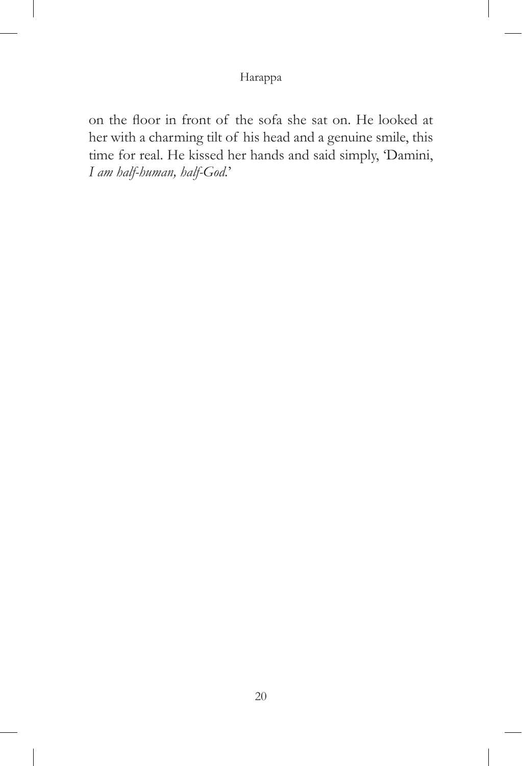on the floor in front of the sofa she sat on. He looked at her with a charming tilt of his head and a genuine smile, this time for real. He kissed her hands and said simply, 'Damini, *I am half-human, half-God*.'